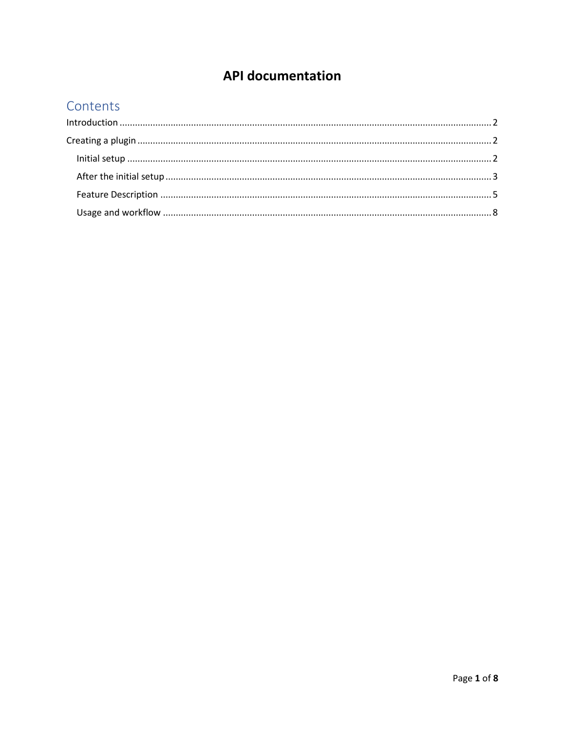# API documentation

## Contents

Introduction ........................................................................................................................................ 2

Creating a plugin .................................................................................................................................. 2

- Initial setup ..................................................................................................................................... 2
- After the initial setup ...................................................................................................................... 3
- Feature Description ......................................................................................................................... 5
- Usage and workflow ........................................................................................................................ 8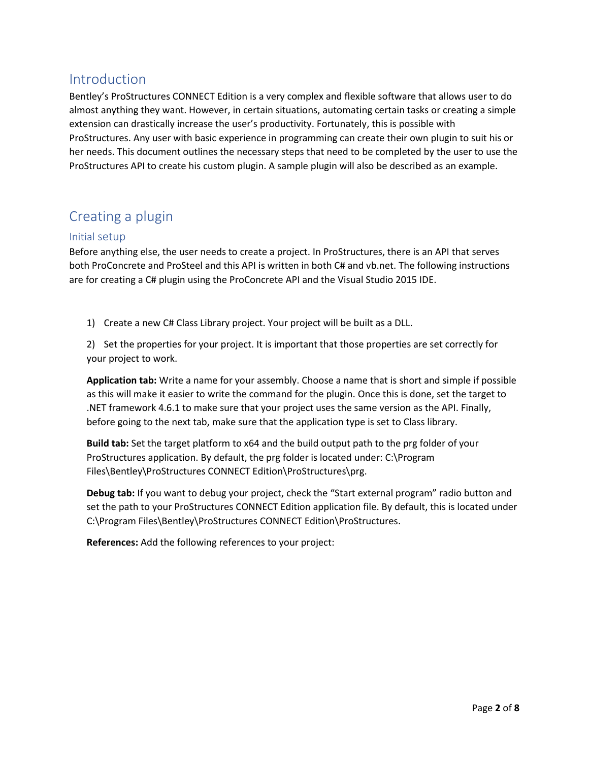## Introduction

Bentley's ProStructures CONNECT Edition is a very complex and flexible software that allows user to do almost anything they want. However, in certain situations, automating certain tasks or creating a simple extension can drastically increase the user's productivity. Fortunately, this is possible with ProStructures. Any user with basic experience in programming can create their own plugin to suit his or her needs. This document outlines the necessary steps that need to be completed by the user to use the ProStructures API to create his custom plugin. A sample plugin will also be described as an example.

## Creating a plugin

### Initial setup

Before anything else, the user needs to create a project. In ProStructures, there is an API that serves both ProConcrete and ProSteel and this API is written in both C# and vb.net. The following instructions are for creating a C# plugin using the ProConcrete API and the Visual Studio 2015 IDE.

1) Create a new C# Class Library project. Your project will be built as a DLL.

2) Set the properties for your project. It is important that those properties are set correctly for your project to work.

**Application tab:** Write a name for your assembly. Choose a name that is short and simple if possible as this will make it easier to write the command for the plugin. Once this is done, set the target to .NET framework 4.6.1 to make sure that your project uses the same version as the API. Finally, before going to the next tab, make sure that the application type is set to Class library.

**Build tab:** Set the target platform to x64 and the build output path to the prg folder of your ProStructures application. By default, the prg folder is located under: C:\Program Files\Bentley\ProStructures CONNECT Edition\ProStructures\prg.

**Debug tab:** If you want to debug your project, check the "Start external program" radio button and set the path to your ProStructures CONNECT Edition application file. By default, this is located under C:\Program Files\Bentley\ProStructures CONNECT Edition\ProStructures.

**References:** Add the following references to your project: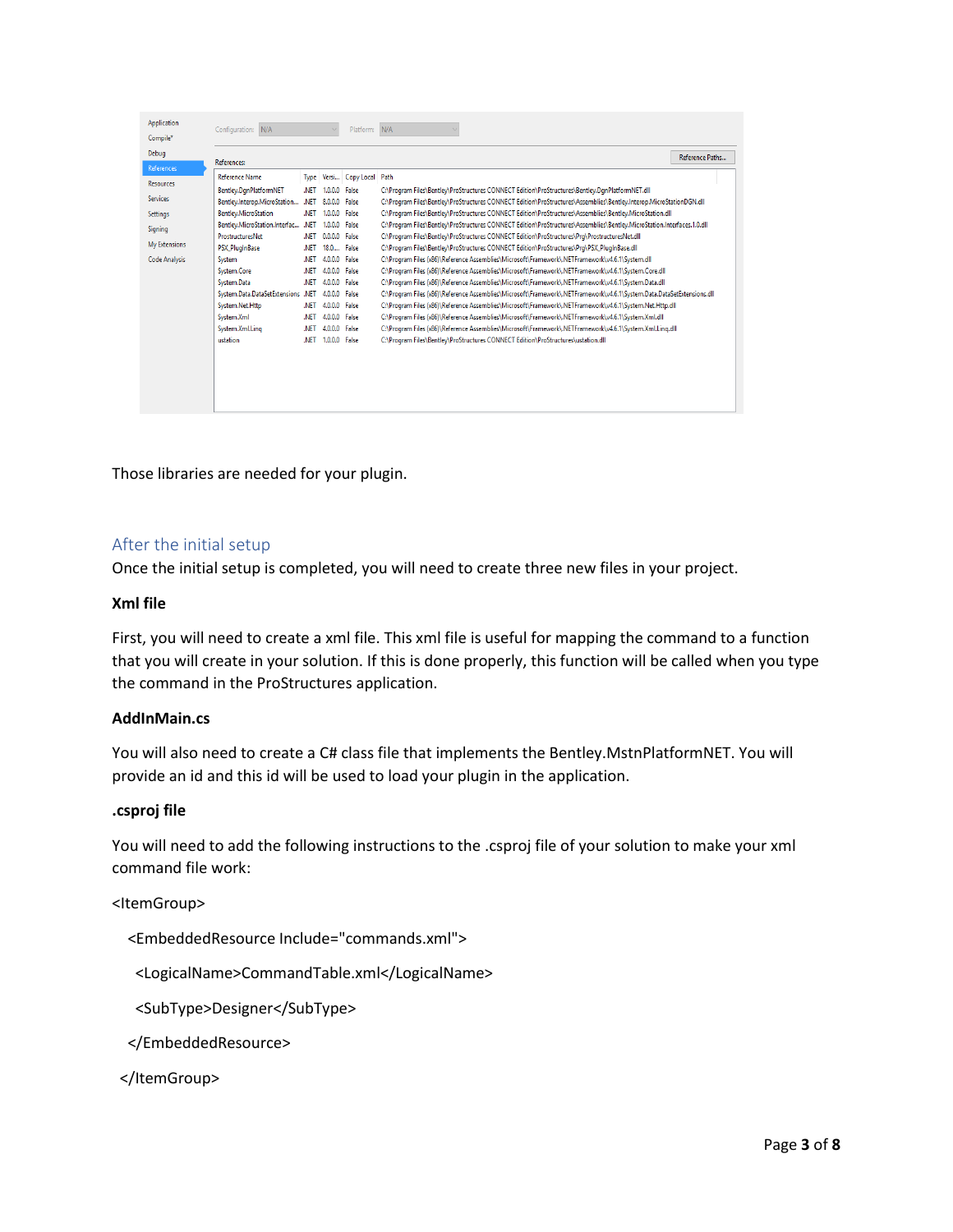| Reference Name | Type | Versi... | Copy Local | Path |
|---|---|---|---|---|
| Bentley.DgnPlatformNET | .NET | 1.0.0.0 | False | C:\Program Files\Bentley\ProStructures CONNECT Edition\ProStructures\Bentley.DgnPlatformNET.dll |
| Bentley.Interop.MicroStation... | .NET | 8.0.0.0 | False | C:\Program Files\Bentley\ProStructures CONNECT Edition\ProStructures\Assemblies\Bentley.Interop.MicroStationDGN.dll |
| Bentley.MicroStation | .NET | 1.0.0.0 | False | C:\Program Files\Bentley\ProStructures CONNECT Edition\ProStructures\Assemblies\Bentley.MicroStation.dll |
| Bentley.MicroStation.Interfac... | .NET | 1.0.0.0 | False | C:\Program Files\Bentley\ProStructures CONNECT Edition\ProStructures\Assemblies\Bentley.MicroStation.Interfaces.1.0.dll |
| ProstructuresNet | .NET | 0.0.0.0 | False | C:\Program Files\Bentley\ProStructures CONNECT Edition\ProStructures\Prg\ProstructuresNet.dll |
| PSX_PluginBase | .NET | 18.0.... | False | C:\Program Files\Bentley\ProStructures CONNECT Edition\ProStructures\Prg\PSX_PluginBase.dll |
| System | .NET | 4.0.0.0 | False | C:\Program Files (x86)\Reference Assemblies\Microsoft\Framework\.NETFramework\v4.6.1\System.dll |
| System.Core | .NET | 4.0.0.0 | False | C:\Program Files (x86)\Reference Assemblies\Microsoft\Framework\.NETFramework\v4.6.1\System.Core.dll |
| System.Data | .NET | 4.0.0.0 | False | C:\Program Files (x86)\Reference Assemblies\Microsoft\Framework\.NETFramework\v4.6.1\System.Data.dll |
| System.Data.DataSetExtensions | .NET | 4.0.0.0 | False | C:\Program Files (x86)\Reference Assemblies\Microsoft\Framework\.NETFramework\v4.6.1\System.Data.DataSetExtensions.dll |
| System.Net.Http | .NET | 4.0.0.0 | False | C:\Program Files (x86)\Reference Assemblies\Microsoft\Framework\.NETFramework\v4.6.1\System.Net.Http.dll |
| System.Xml | .NET | 4.0.0.0 | False | C:\Program Files (x86)\Reference Assemblies\Microsoft\Framework\.NETFramework\v4.6.1\System.Xml.dll |
| System.Xml.Linq | .NET | 4.0.0.0 | False | C:\Program Files (x86)\Reference Assemblies\Microsoft\Framework\.NETFramework\v4.6.1\System.Xml.Linq.dll |
| ustation | .NET | 1.0.0.0 | False | C:\Program Files\Bentley\ProStructures CONNECT Edition\ProStructures\ustation.dll |

Those libraries are needed for your plugin.

## After the initial setup

Once the initial setup is completed, you will need to create three new files in your project.

**Xml file**

First, you will need to create a xml file. This xml file is useful for mapping the command to a function that you will create in your solution. If this is done properly, this function will be called when you type the command in the ProStructures application.

**AddInMain.cs**

You will also need to create a C# class file that implements the Bentley.MstnPlatformNET. You will provide an id and this id will be used to load your plugin in the application.

**.csproj file**

You will need to add the following instructions to the .csproj file of your solution to make your xml command file work:

```
<ItemGroup>
  <EmbeddedResource Include="commands.xml">
    <LogicalName>CommandTable.xml</LogicalName>
    <SubType>Designer</SubType>
  </EmbeddedResource>
</ItemGroup>
```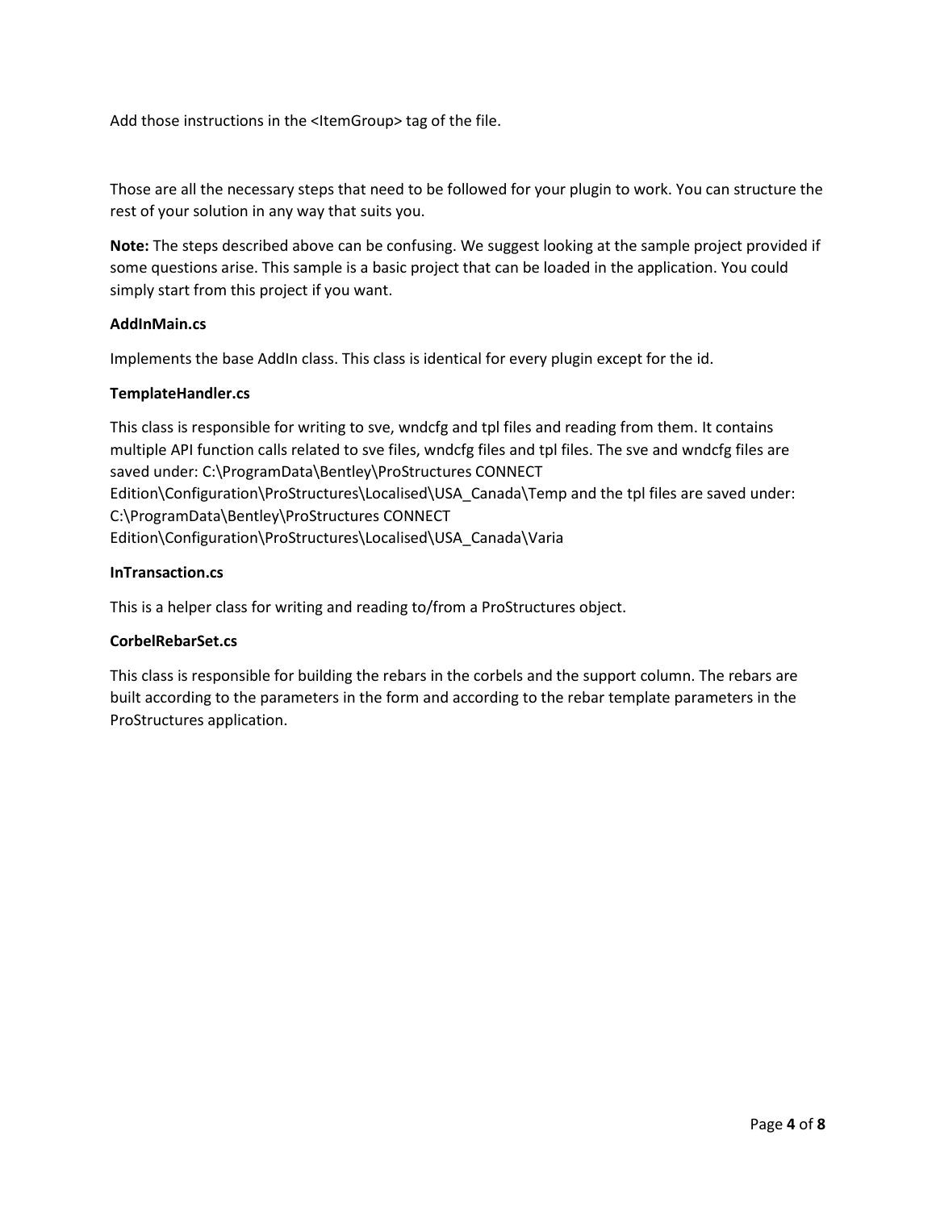Add those instructions in the <ItemGroup> tag of the file.

Those are all the necessary steps that need to be followed for your plugin to work. You can structure the rest of your solution in any way that suits you.

**Note:** The steps described above can be confusing. We suggest looking at the sample project provided if some questions arise. This sample is a basic project that can be loaded in the application. You could simply start from this project if you want.

**AddInMain.cs**

Implements the base AddIn class. This class is identical for every plugin except for the id.

**TemplateHandler.cs**

This class is responsible for writing to sve, wndcfg and tpl files and reading from them. It contains multiple API function calls related to sve files, wndcfg files and tpl files. The sve and wndcfg files are saved under: C:\ProgramData\Bentley\ProStructures CONNECT Edition\Configuration\ProStructures\Localised\USA_Canada\Temp and the tpl files are saved under: C:\ProgramData\Bentley\ProStructures CONNECT Edition\Configuration\ProStructures\Localised\USA_Canada\Varia

**InTransaction.cs**

This is a helper class for writing and reading to/from a ProStructures object.

**CorbelRebarSet.cs**

This class is responsible for building the rebars in the corbels and the support column. The rebars are built according to the parameters in the form and according to the rebar template parameters in the ProStructures application.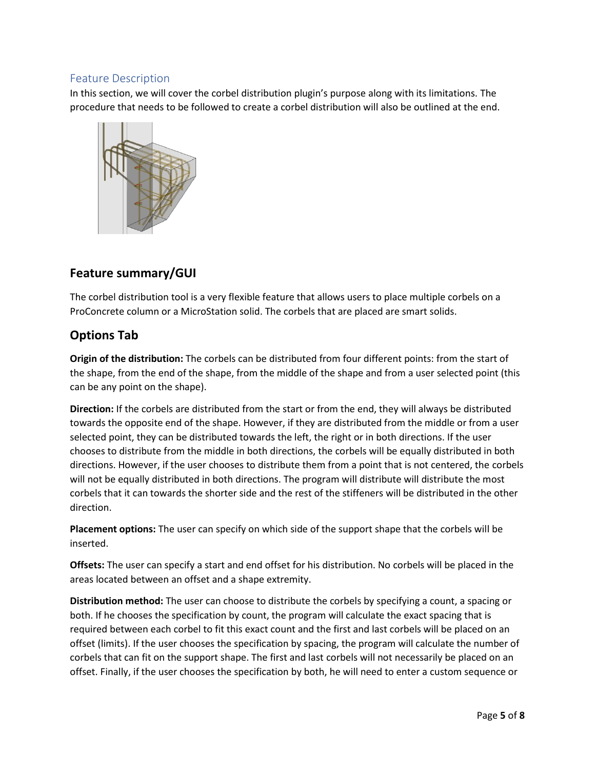## Feature Description

In this section, we will cover the corbel distribution plugin's purpose along with its limitations. The procedure that needs to be followed to create a corbel distribution will also be outlined at the end.

## Feature summary/GUI

The corbel distribution tool is a very flexible feature that allows users to place multiple corbels on a ProConcrete column or a MicroStation solid. The corbels that are placed are smart solids.

## Options Tab

**Origin of the distribution:** The corbels can be distributed from four different points: from the start of the shape, from the end of the shape, from the middle of the shape and from a user selected point (this can be any point on the shape).

**Direction:** If the corbels are distributed from the start or from the end, they will always be distributed towards the opposite end of the shape. However, if they are distributed from the middle or from a user selected point, they can be distributed towards the left, the right or in both directions. If the user chooses to distribute from the middle in both directions, the corbels will be equally distributed in both directions. However, if the user chooses to distribute them from a point that is not centered, the corbels will not be equally distributed in both directions. The program will distribute will distribute the most corbels that it can towards the shorter side and the rest of the stiffeners will be distributed in the other direction.

**Placement options:** The user can specify on which side of the support shape that the corbels will be inserted.

**Offsets:** The user can specify a start and end offset for his distribution. No corbels will be placed in the areas located between an offset and a shape extremity.

**Distribution method:** The user can choose to distribute the corbels by specifying a count, a spacing or both. If he chooses the specification by count, the program will calculate the exact spacing that is required between each corbel to fit this exact count and the first and last corbels will be placed on an offset (limits). If the user chooses the specification by spacing, the program will calculate the number of corbels that can fit on the support shape. The first and last corbels will not necessarily be placed on an offset. Finally, if the user chooses the specification by both, he will need to enter a custom sequence or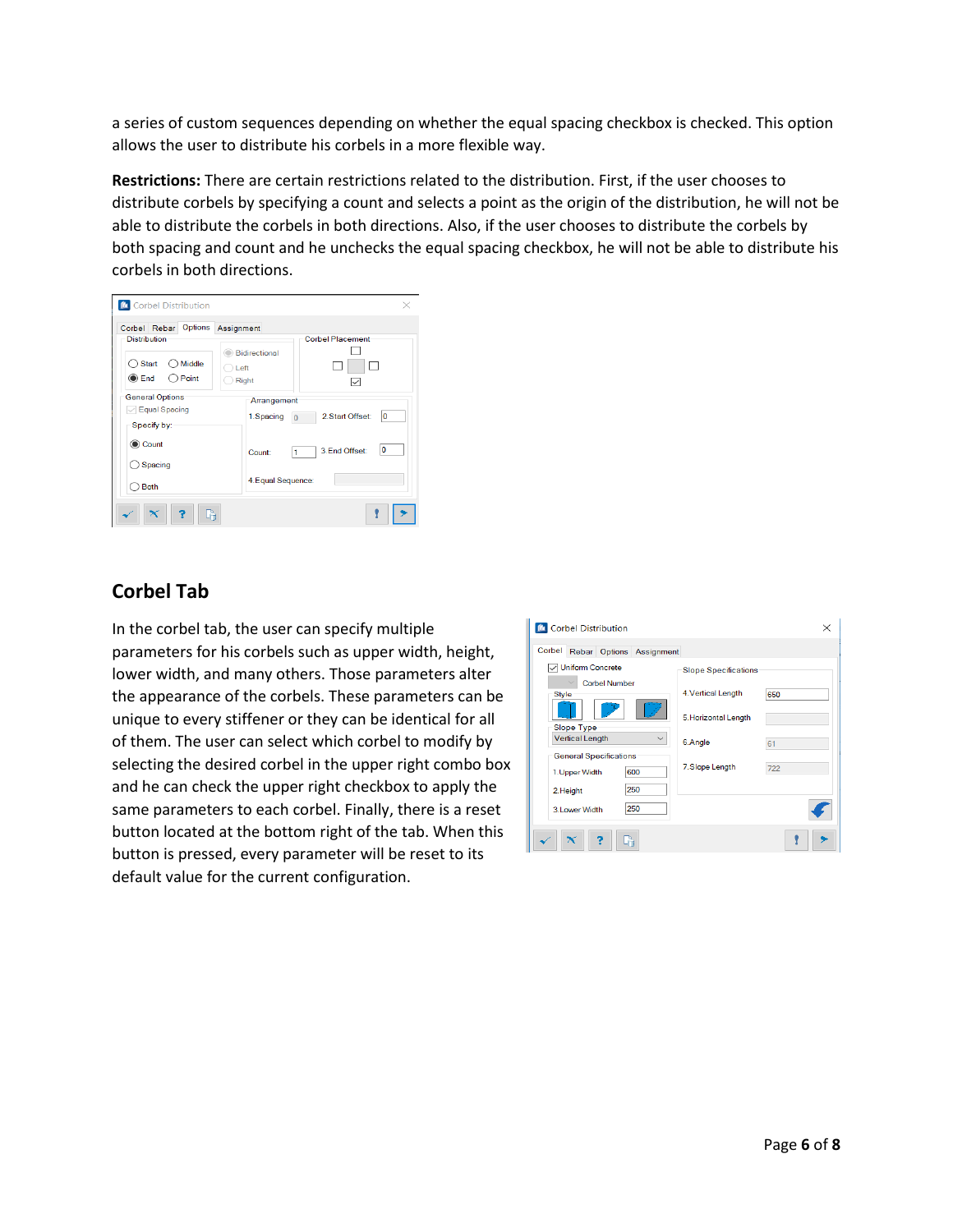a series of custom sequences depending on whether the equal spacing checkbox is checked. This option allows the user to distribute his corbels in a more flexible way.

**Restrictions:** There are certain restrictions related to the distribution. First, if the user chooses to distribute corbels by specifying a count and selects a point as the origin of the distribution, he will not be able to distribute the corbels in both directions. Also, if the user chooses to distribute the corbels by both spacing and count and he unchecks the equal spacing checkbox, he will not be able to distribute his corbels in both directions.

## Corbel Tab

In the corbel tab, the user can specify multiple parameters for his corbels such as upper width, height, lower width, and many others. Those parameters alter the appearance of the corbels. These parameters can be unique to every stiffener or they can be identical for all of them. The user can select which corbel to modify by selecting the desired corbel in the upper right combo box and he can check the upper right checkbox to apply the same parameters to each corbel. Finally, there is a reset button located at the bottom right of the tab. When this button is pressed, every parameter will be reset to its default value for the current configuration.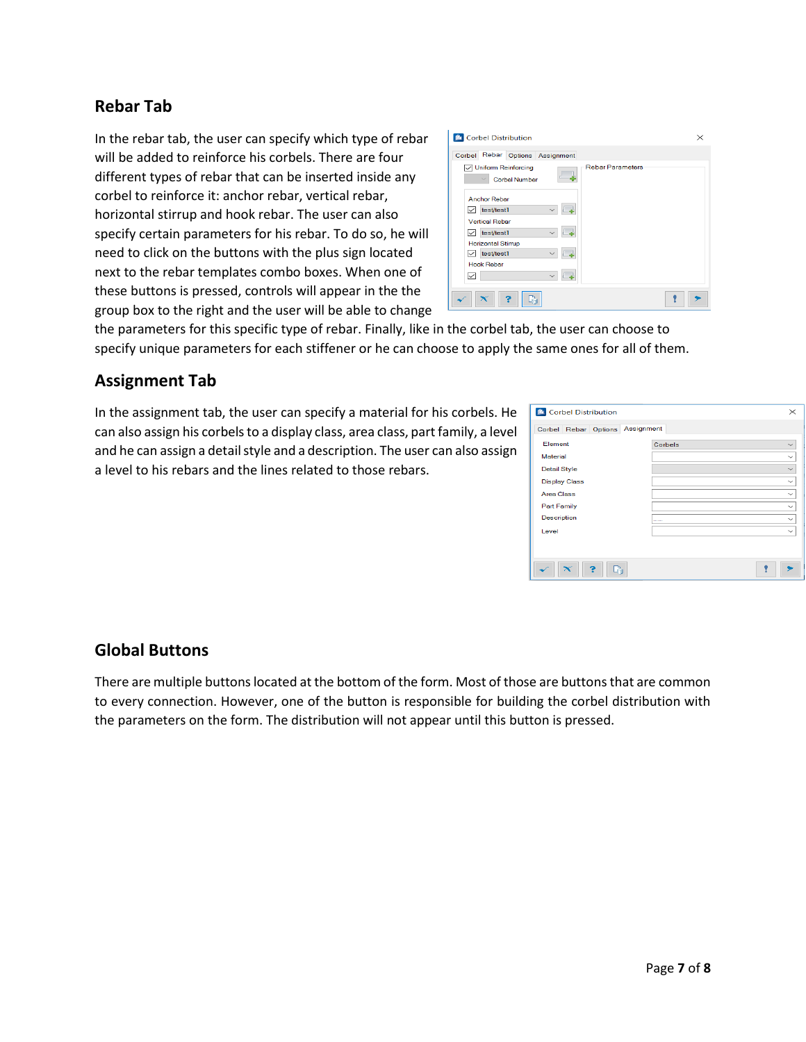## Rebar Tab

In the rebar tab, the user can specify which type of rebar will be added to reinforce his corbels. There are four different types of rebar that can be inserted inside any corbel to reinforce it: anchor rebar, vertical rebar, horizontal stirrup and hook rebar. The user can also specify certain parameters for his rebar. To do so, he will need to click on the buttons with the plus sign located next to the rebar templates combo boxes. When one of these buttons is pressed, controls will appear in the the group box to the right and the user will be able to change the parameters for this specific type of rebar. Finally, like in the corbel tab, the user can choose to specify unique parameters for each stiffener or he can choose to apply the same ones for all of them.

## Assignment Tab

In the assignment tab, the user can specify a material for his corbels. He can also assign his corbels to a display class, area class, part family, a level and he can assign a detail style and a description. The user can also assign a level to his rebars and the lines related to those rebars.

## Global Buttons

There are multiple buttons located at the bottom of the form. Most of those are buttons that are common to every connection. However, one of the button is responsible for building the corbel distribution with the parameters on the form. The distribution will not appear until this button is pressed.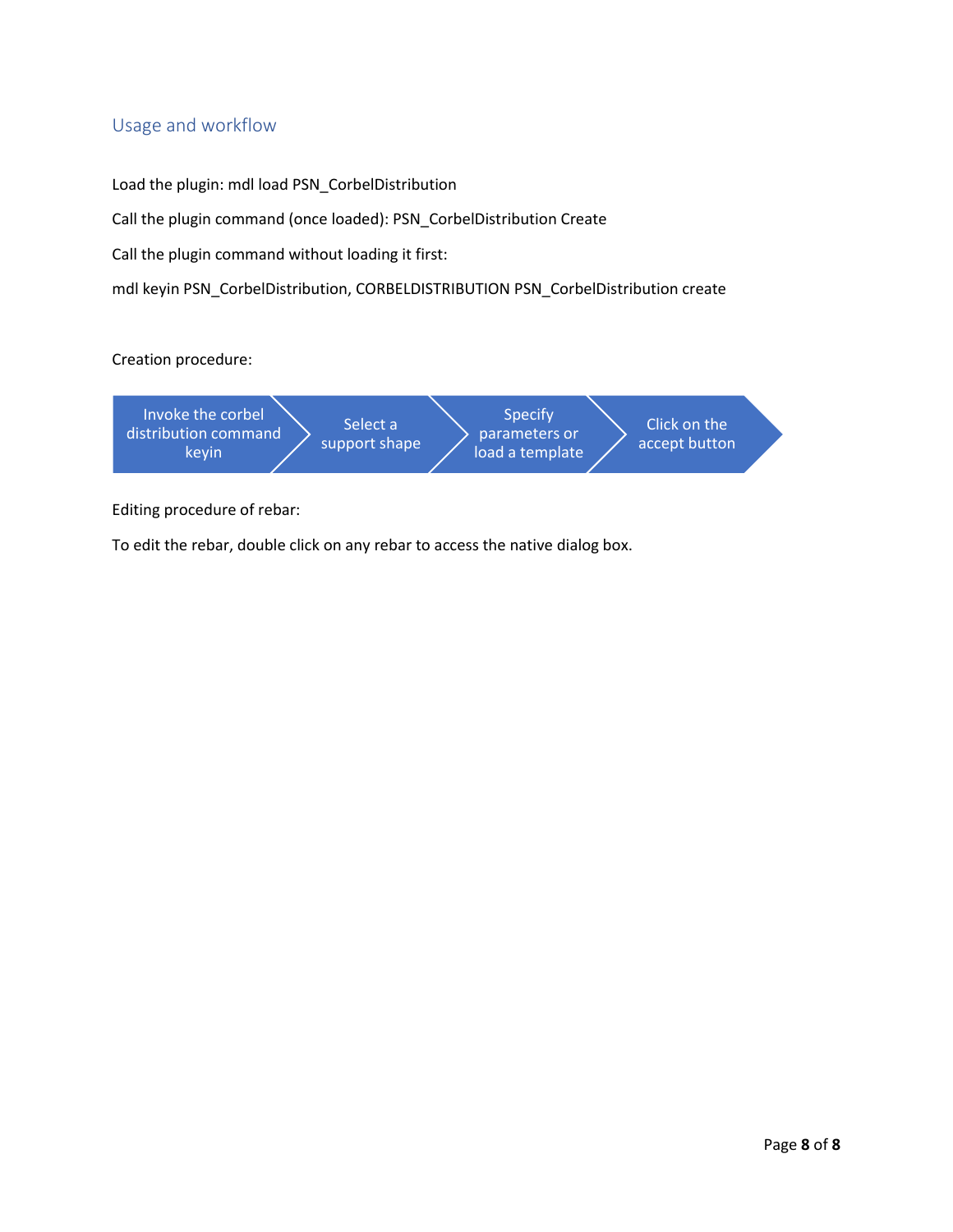## Usage and workflow

Load the plugin: mdl load PSN_CorbelDistribution

Call the plugin command (once loaded): PSN_CorbelDistribution Create

Call the plugin command without loading it first:

mdl keyin PSN_CorbelDistribution, CORBELDISTRIBUTION PSN_CorbelDistribution create

Creation procedure:

Invoke the corbel distribution command keyin → Select a support shape → Specify parameters or load a template → Click on the accept button

Editing procedure of rebar:

To edit the rebar, double click on any rebar to access the native dialog box.